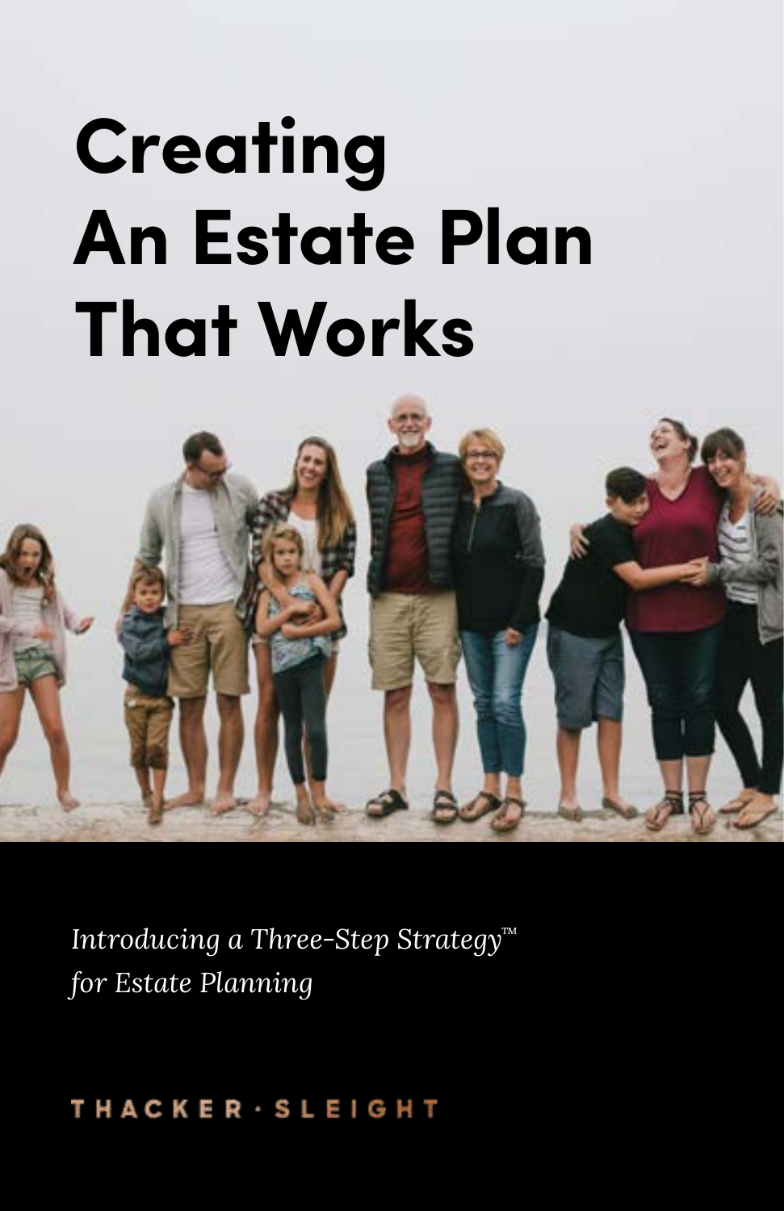# Creating An Estate Plan That Works

*Introducing a Three-Step Strategy™ for Estate Planning*

THACKER · SLEIGHT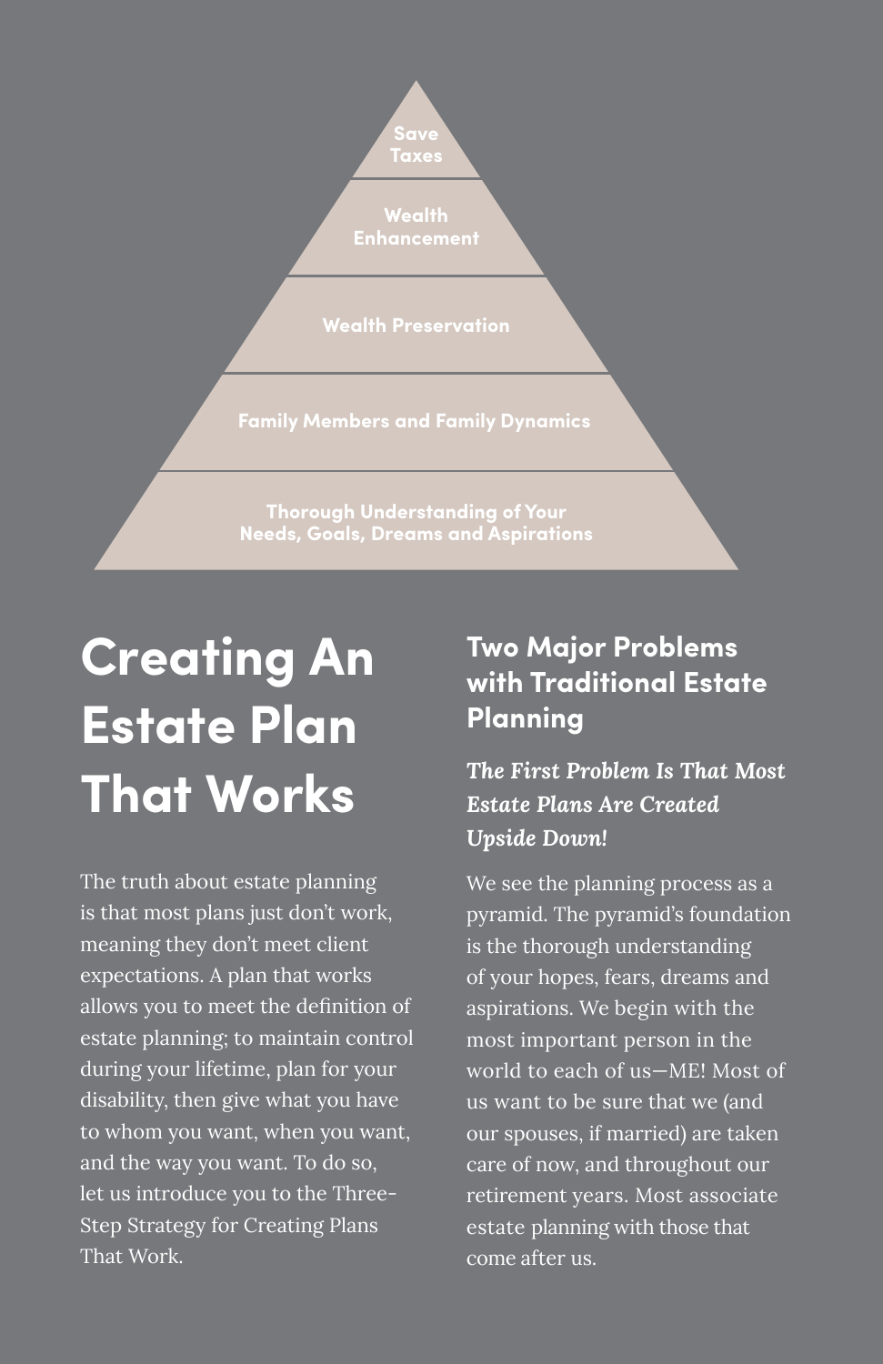Save Taxes

Wealth Enhancement

Wealth Preservation

Family Members and Family Dynamics

Thorough Understanding of Your Needs, Goals, Dreams and Aspirations

# Creating An Estate Plan That Works

The truth about estate planning is that most plans just don't work, meaning they don't meet client expectations. A plan that works allows you to meet the definition of estate planning; to maintain control during your lifetime, plan for your disability, then give what you have to whom you want, when you want, and the way you want. To do so, let us introduce you to the Three-Step Strategy for Creating Plans That Work.

## Two Major Problems with Traditional Estate Planning

### *The First Problem Is That Most Estate Plans Are Created Upside Down!*

We see the planning process as a pyramid. The pyramid's foundation is the thorough understanding of your hopes, fears, dreams and aspirations. We begin with the most important person in the world to each of us—ME! Most of us want to be sure that we (and our spouses, if married) are taken care of now, and throughout our retirement years. Most associate estate planning with those that come after us.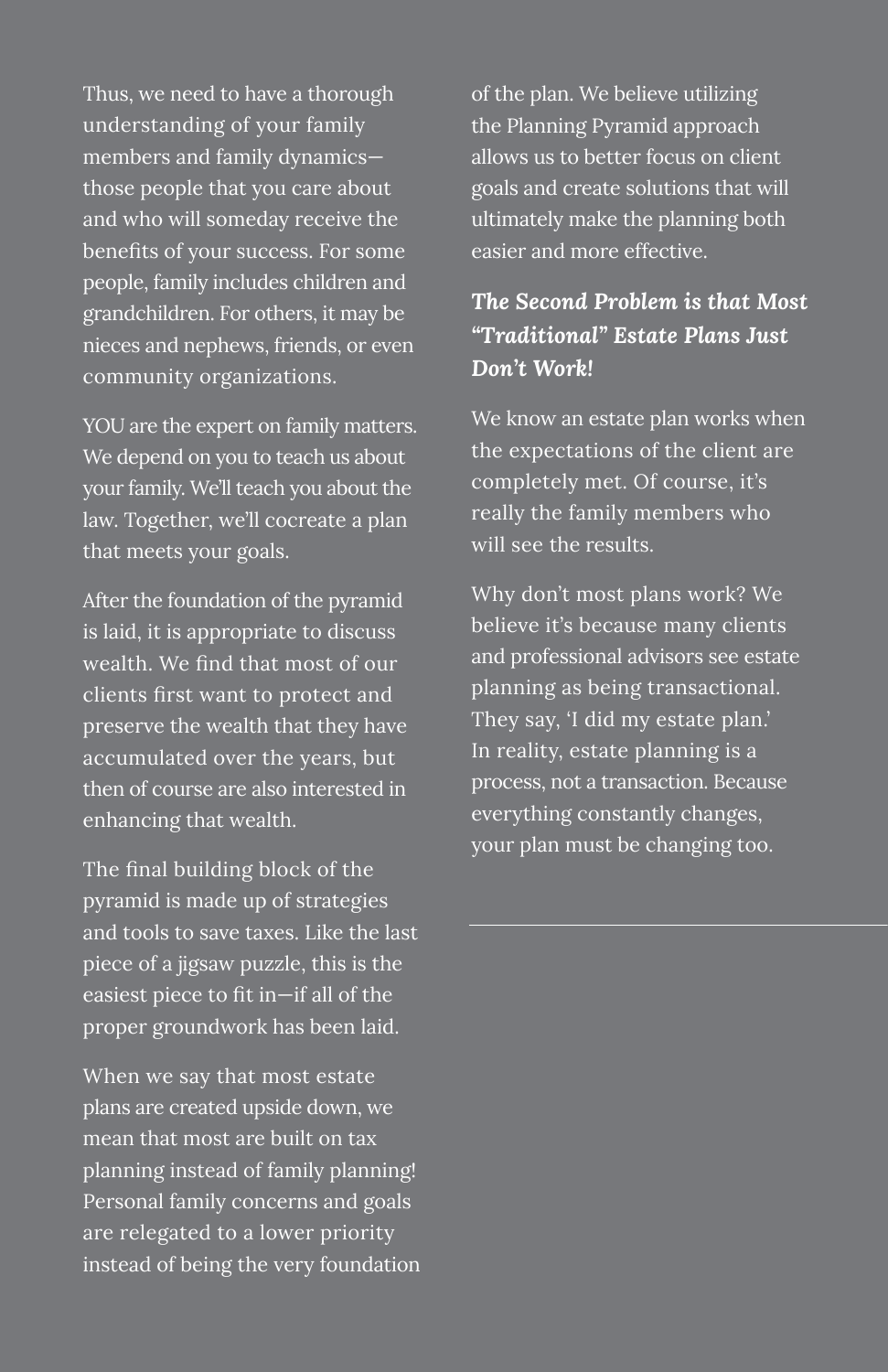Thus, we need to have a thorough understanding of your family members and family dynamics—those people that you care about and who will someday receive the benefits of your success. For some people, family includes children and grandchildren. For others, it may be nieces and nephews, friends, or even community organizations.

YOU are the expert on family matters. We depend on you to teach us about your family. We'll teach you about the law. Together, we'll cocreate a plan that meets your goals.

After the foundation of the pyramid is laid, it is appropriate to discuss wealth. We find that most of our clients first want to protect and preserve the wealth that they have accumulated over the years, but then of course are also interested in enhancing that wealth.

The final building block of the pyramid is made up of strategies and tools to save taxes. Like the last piece of a jigsaw puzzle, this is the easiest piece to fit in—if all of the proper groundwork has been laid.

When we say that most estate plans are created upside down, we mean that most are built on tax planning instead of family planning! Personal family concerns and goals are relegated to a lower priority instead of being the very foundation of the plan. We believe utilizing the Planning Pyramid approach allows us to better focus on client goals and create solutions that will ultimately make the planning both easier and more effective.

### *The Second Problem is that Most "Traditional" Estate Plans Just Don't Work!*

We know an estate plan works when the expectations of the client are completely met. Of course, it's really the family members who will see the results.

Why don't most plans work? We believe it's because many clients and professional advisors see estate planning as being transactional. They say, 'I did my estate plan.' In reality, estate planning is a process, not a transaction. Because everything constantly changes, your plan must be changing too.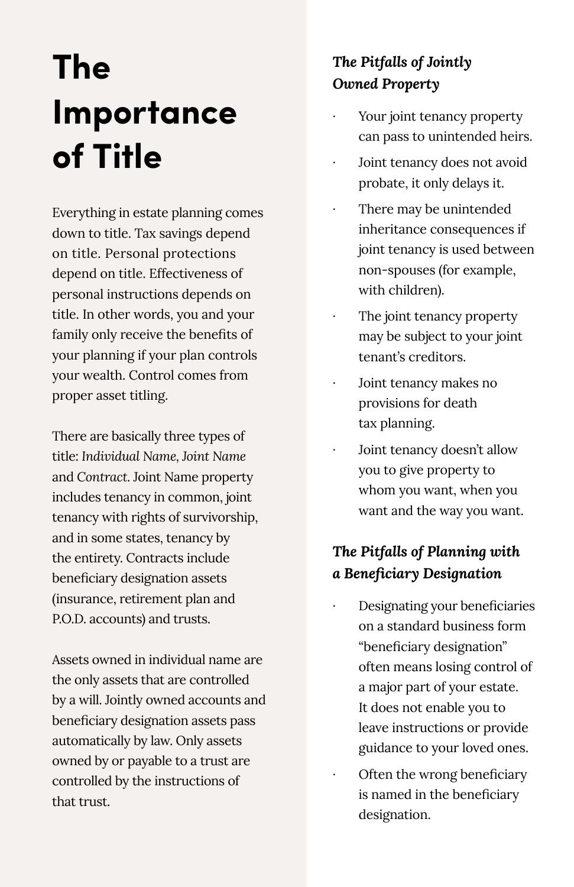# The Importance of Title

Everything in estate planning comes down to title. Tax savings depend on title. Personal protections depend on title. Effectiveness of personal instructions depends on title. In other words, you and your family only receive the benefits of your planning if your plan controls your wealth. Control comes from proper asset titling.

There are basically three types of title: *Individual Name*, *Joint Name* and *Contract*. Joint Name property includes tenancy in common, joint tenancy with rights of survivorship, and in some states, tenancy by the entirety. Contracts include beneficiary designation assets (insurance, retirement plan and P.O.D. accounts) and trusts.

Assets owned in individual name are the only assets that are controlled by a will. Jointly owned accounts and beneficiary designation assets pass automatically by law. Only assets owned by or payable to a trust are controlled by the instructions of that trust.

### *The Pitfalls of Jointly Owned Property*

- Your joint tenancy property can pass to unintended heirs.
- Joint tenancy does not avoid probate, it only delays it.
- There may be unintended inheritance consequences if joint tenancy is used between non-spouses (for example, with children).
- The joint tenancy property may be subject to your joint tenant's creditors.
- Joint tenancy makes no provisions for death tax planning.
- Joint tenancy doesn't allow you to give property to whom you want, when you want and the way you want.

### *The Pitfalls of Planning with a Beneficiary Designation*

- Designating your beneficiaries on a standard business form "beneficiary designation" often means losing control of a major part of your estate. It does not enable you to leave instructions or provide guidance to your loved ones.
- Often the wrong beneficiary is named in the beneficiary designation.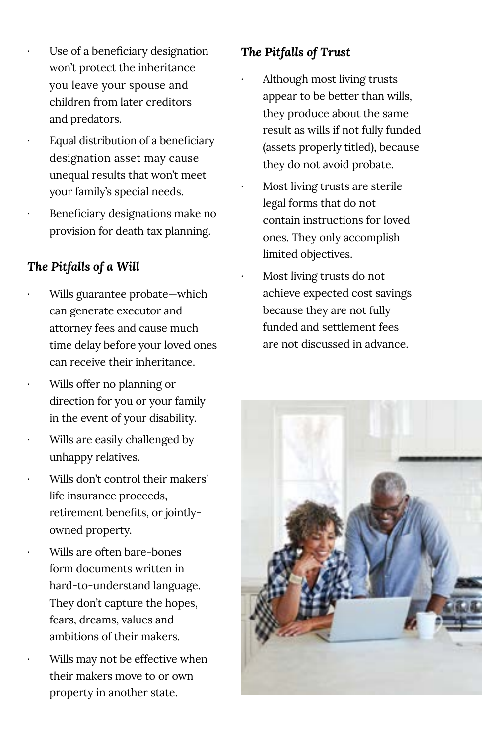- Use of a beneficiary designation won't protect the inheritance you leave your spouse and children from later creditors and predators.
- Equal distribution of a beneficiary designation asset may cause unequal results that won't meet your family's special needs.
- Beneficiary designations make no provision for death tax planning.

### *The Pitfalls of a Will*

- Wills guarantee probate—which can generate executor and attorney fees and cause much time delay before your loved ones can receive their inheritance.
- Wills offer no planning or direction for you or your family in the event of your disability.
- Wills are easily challenged by unhappy relatives.
- Wills don't control their makers' life insurance proceeds, retirement benefits, or jointly-owned property.
- Wills are often bare-bones form documents written in hard-to-understand language. They don't capture the hopes, fears, dreams, values and ambitions of their makers.
- Wills may not be effective when their makers move to or own property in another state.

### *The Pitfalls of Trust*

- Although most living trusts appear to be better than wills, they produce about the same result as wills if not fully funded (assets properly titled), because they do not avoid probate.
- Most living trusts are sterile legal forms that do not contain instructions for loved ones. They only accomplish limited objectives.
- Most living trusts do not achieve expected cost savings because they are not fully funded and settlement fees are not discussed in advance.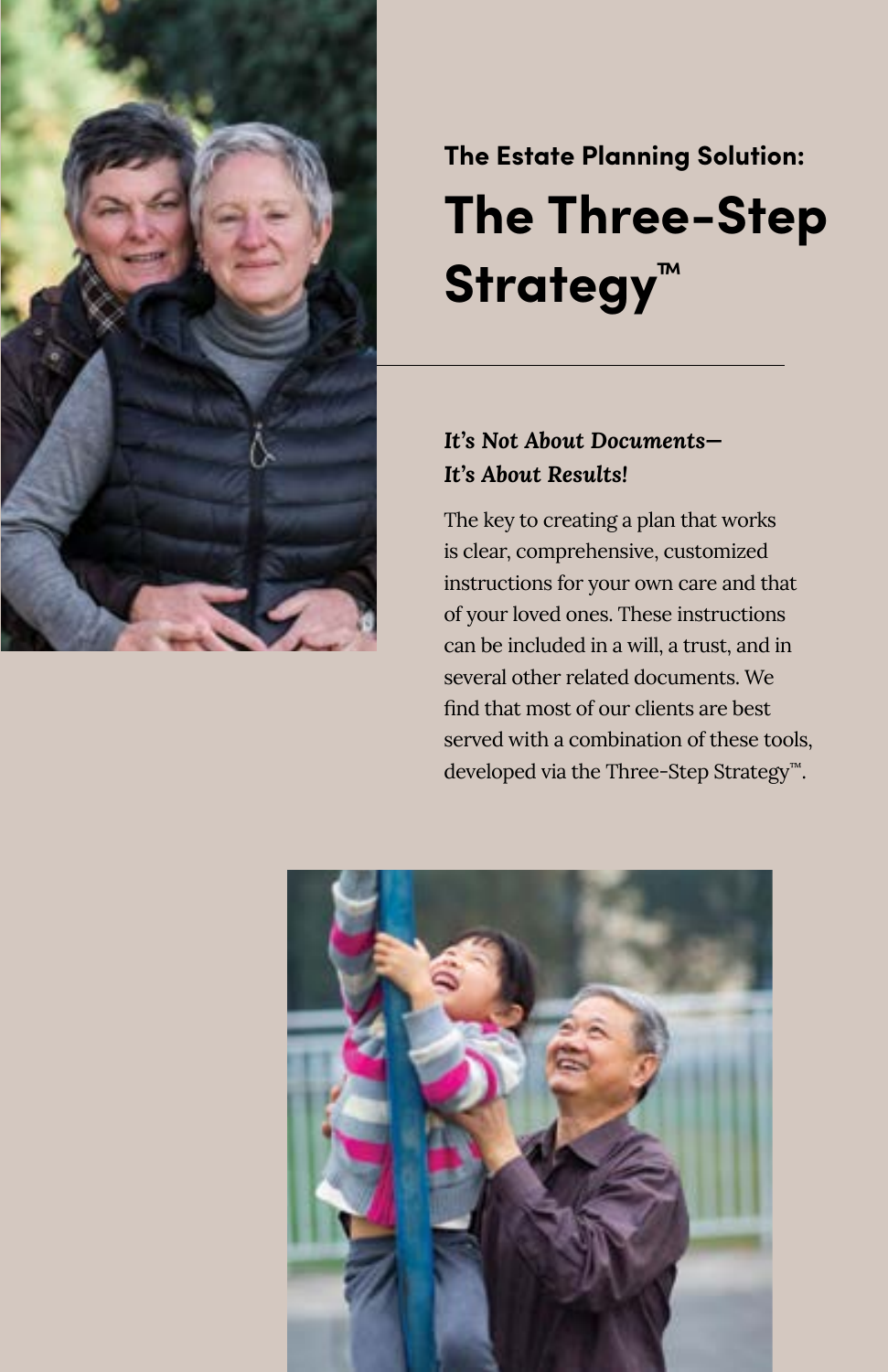### The Estate Planning Solution:

# The Three-Step Strategy™

***It's Not About Documents—***
***It's About Results!***

The key to creating a plan that works is clear, comprehensive, customized instructions for your own care and that of your loved ones. These instructions can be included in a will, a trust, and in several other related documents. We find that most of our clients are best served with a combination of these tools, developed via the Three-Step Strategy™.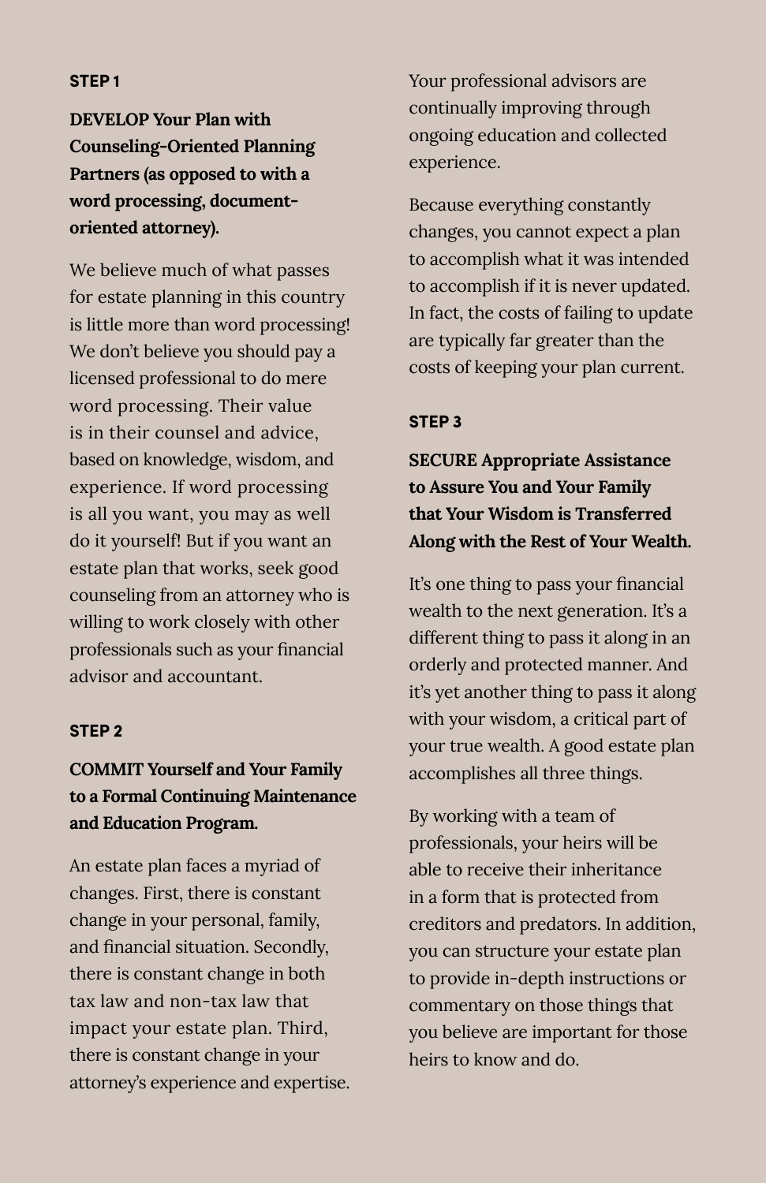**STEP 1**

**DEVELOP Your Plan with Counseling-Oriented Planning Partners (as opposed to with a word processing, document-oriented attorney).**

We believe much of what passes for estate planning in this country is little more than word processing! We don't believe you should pay a licensed professional to do mere word processing. Their value is in their counsel and advice, based on knowledge, wisdom, and experience. If word processing is all you want, you may as well do it yourself! But if you want an estate plan that works, seek good counseling from an attorney who is willing to work closely with other professionals such as your financial advisor and accountant.

**STEP 2**

**COMMIT Yourself and Your Family to a Formal Continuing Maintenance and Education Program.**

An estate plan faces a myriad of changes. First, there is constant change in your personal, family, and financial situation. Secondly, there is constant change in both tax law and non-tax law that impact your estate plan. Third, there is constant change in your attorney's experience and expertise. Your professional advisors are continually improving through ongoing education and collected experience.

Because everything constantly changes, you cannot expect a plan to accomplish what it was intended to accomplish if it is never updated. In fact, the costs of failing to update are typically far greater than the costs of keeping your plan current.

**STEP 3**

**SECURE Appropriate Assistance to Assure You and Your Family that Your Wisdom is Transferred Along with the Rest of Your Wealth.**

It's one thing to pass your financial wealth to the next generation. It's a different thing to pass it along in an orderly and protected manner. And it's yet another thing to pass it along with your wisdom, a critical part of your true wealth. A good estate plan accomplishes all three things.

By working with a team of professionals, your heirs will be able to receive their inheritance in a form that is protected from creditors and predators. In addition, you can structure your estate plan to provide in-depth instructions or commentary on those things that you believe are important for those heirs to know and do.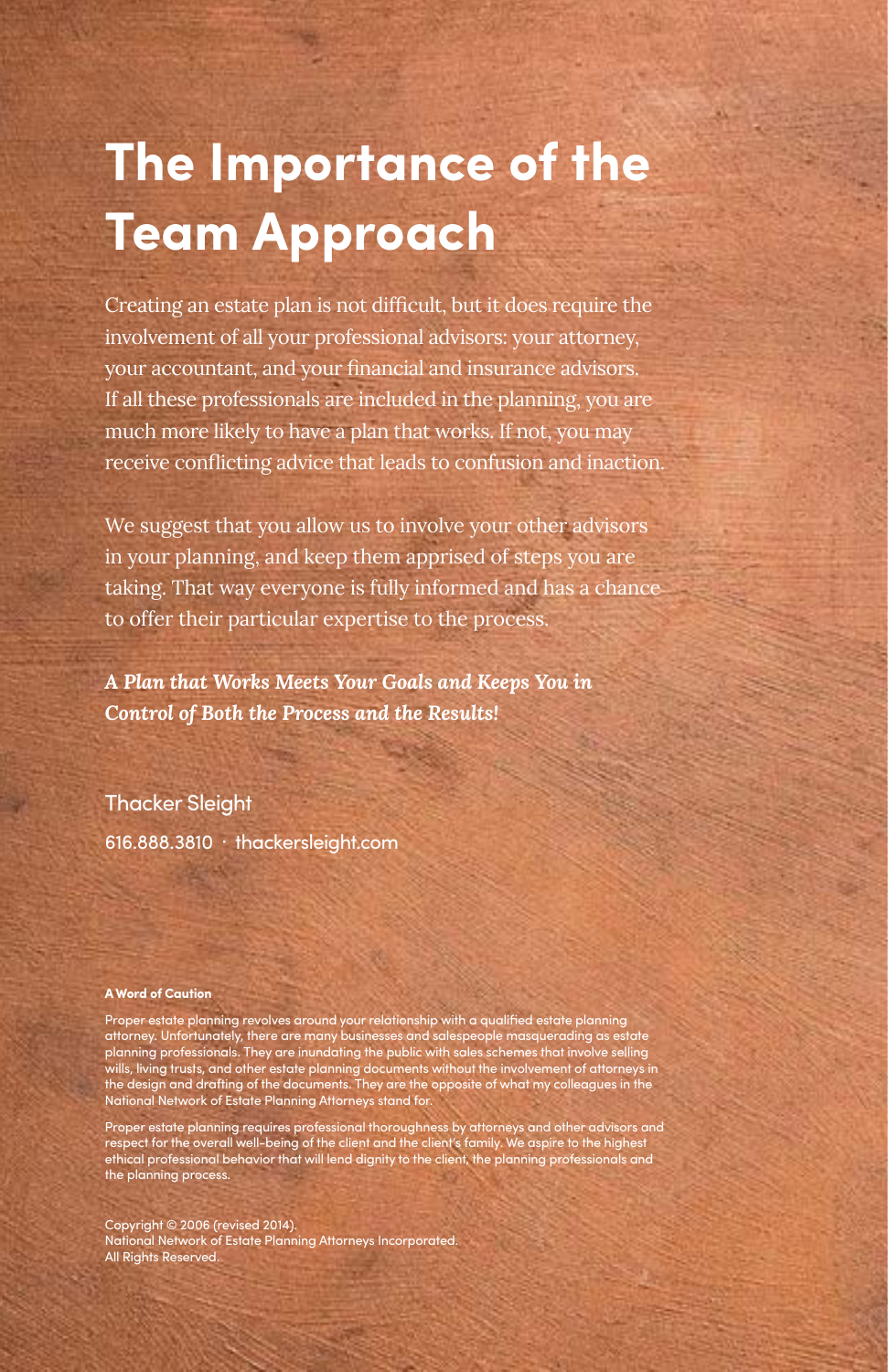# The Importance of the Team Approach

Creating an estate plan is not difficult, but it does require the involvement of all your professional advisors: your attorney, your accountant, and your financial and insurance advisors. If all these professionals are included in the planning, you are much more likely to have a plan that works. If not, you may receive conflicting advice that leads to confusion and inaction.

We suggest that you allow us to involve your other advisors in your planning, and keep them apprised of steps you are taking. That way everyone is fully informed and has a chance to offer their particular expertise to the process.

***A Plan that Works Meets Your Goals and Keeps You in Control of Both the Process and the Results!***

Thacker Sleight

616.888.3810 · thackersleight.com

**A Word of Caution**

Proper estate planning revolves around your relationship with a qualified estate planning attorney. Unfortunately, there are many businesses and salespeople masquerading as estate planning professionals. They are inundating the public with sales schemes that involve selling wills, living trusts, and other estate planning documents without the involvement of attorneys in the design and drafting of the documents. They are the opposite of what my colleagues in the National Network of Estate Planning Attorneys stand for.

Proper estate planning requires professional thoroughness by attorneys and other advisors and respect for the overall well-being of the client and the client's family. We aspire to the highest ethical professional behavior that will lend dignity to the client, the planning professionals and the planning process.

Copyright © 2006 (revised 2014).
National Network of Estate Planning Attorneys Incorporated.
All Rights Reserved.